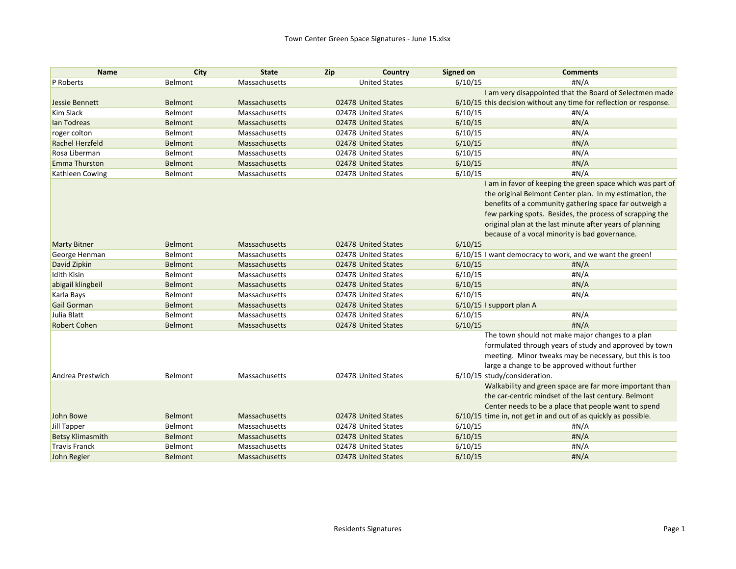Town Center Green Space Signatures - June 15.xlsx

| Name | City | State | Zip | Country | Signed on | Comments |
|---|---|---|---|---|---|---|
| P Roberts | Belmont | Massachusetts | | United States | 6/10/15 | #N/A |
| Jessie Bennett | Belmont | Massachusetts | 02478 | United States | 6/10/15 | I am very disappointed that the Board of Selectmen made this decision without any time for reflection or response. |
| Kim Slack | Belmont | Massachusetts | 02478 | United States | 6/10/15 | #N/A |
| Ian Todreas | Belmont | Massachusetts | 02478 | United States | 6/10/15 | #N/A |
| roger colton | Belmont | Massachusetts | 02478 | United States | 6/10/15 | #N/A |
| Rachel Herzfeld | Belmont | Massachusetts | 02478 | United States | 6/10/15 | #N/A |
| Rosa Liberman | Belmont | Massachusetts | 02478 | United States | 6/10/15 | #N/A |
| Emma Thurston | Belmont | Massachusetts | 02478 | United States | 6/10/15 | #N/A |
| Kathleen Cowing | Belmont | Massachusetts | 02478 | United States | 6/10/15 | #N/A |
| Marty Bitner | Belmont | Massachusetts | 02478 | United States | 6/10/15 | I am in favor of keeping the green space which was part of the original Belmont Center plan. In my estimation, the benefits of a community gathering space far outweigh a few parking spots. Besides, the process of scrapping the original plan at the last minute after years of planning because of a vocal minority is bad governance. |
| George Henman | Belmont | Massachusetts | 02478 | United States | 6/10/15 | I want democracy to work, and we want the green! |
| David Zipkin | Belmont | Massachusetts | 02478 | United States | 6/10/15 | #N/A |
| Idith Kisin | Belmont | Massachusetts | 02478 | United States | 6/10/15 | #N/A |
| abigail klingbeil | Belmont | Massachusetts | 02478 | United States | 6/10/15 | #N/A |
| Karla Bays | Belmont | Massachusetts | 02478 | United States | 6/10/15 | #N/A |
| Gail Gorman | Belmont | Massachusetts | 02478 | United States | 6/10/15 | I support plan A |
| Julia Blatt | Belmont | Massachusetts | 02478 | United States | 6/10/15 | #N/A |
| Robert Cohen | Belmont | Massachusetts | 02478 | United States | 6/10/15 | #N/A |
| Andrea Prestwich | Belmont | Massachusetts | 02478 | United States | 6/10/15 | The town should not make major changes to a plan formulated through years of study and approved by town meeting. Minor tweaks may be necessary, but this is too large a change to be approved without further study/consideration. |
| John Bowe | Belmont | Massachusetts | 02478 | United States | 6/10/15 | Walkability and green space are far more important than the car-centric mindset of the last century. Belmont Center needs to be a place that people want to spend time in, not get in and out of as quickly as possible. |
| Jill Tapper | Belmont | Massachusetts | 02478 | United States | 6/10/15 | #N/A |
| Betsy Klimasmith | Belmont | Massachusetts | 02478 | United States | 6/10/15 | #N/A |
| Travis Franck | Belmont | Massachusetts | 02478 | United States | 6/10/15 | #N/A |
| John Regier | Belmont | Massachusetts | 02478 | United States | 6/10/15 | #N/A |

Residents Signatures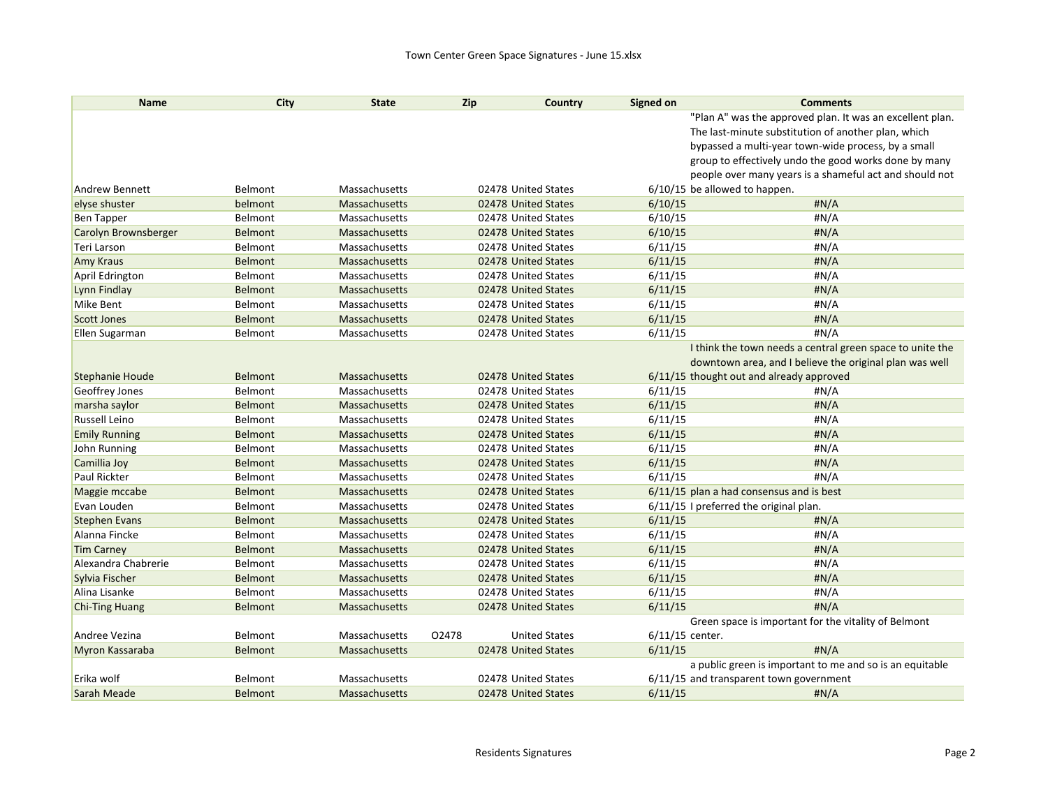| Name | City | State | Zip | Country | Signed on | Comments |
|---|---|---|---|---|---|---|
| Andrew Bennett | Belmont | Massachusetts | 02478 | United States | 6/10/15 | "Plan A" was the approved plan. It was an excellent plan. The last-minute substitution of another plan, which bypassed a multi-year town-wide process, by a small group to effectively undo the good works done by many people over many years is a shameful act and should not be allowed to happen. |
| elyse shuster | belmont | Massachusetts | 02478 | United States | 6/10/15 | #N/A |
| Ben Tapper | Belmont | Massachusetts | 02478 | United States | 6/10/15 | #N/A |
| Carolyn Brownsberger | Belmont | Massachusetts | 02478 | United States | 6/10/15 | #N/A |
| Teri Larson | Belmont | Massachusetts | 02478 | United States | 6/11/15 | #N/A |
| Amy Kraus | Belmont | Massachusetts | 02478 | United States | 6/11/15 | #N/A |
| April Edrington | Belmont | Massachusetts | 02478 | United States | 6/11/15 | #N/A |
| Lynn Findlay | Belmont | Massachusetts | 02478 | United States | 6/11/15 | #N/A |
| Mike Bent | Belmont | Massachusetts | 02478 | United States | 6/11/15 | #N/A |
| Scott Jones | Belmont | Massachusetts | 02478 | United States | 6/11/15 | #N/A |
| Ellen Sugarman | Belmont | Massachusetts | 02478 | United States | 6/11/15 | #N/A |
| Stephanie Houde | Belmont | Massachusetts | 02478 | United States | 6/11/15 | I think the town needs a central green space to unite the downtown area, and I believe the original plan was well thought out and already approved |
| Geoffrey Jones | Belmont | Massachusetts | 02478 | United States | 6/11/15 | #N/A |
| marsha saylor | Belmont | Massachusetts | 02478 | United States | 6/11/15 | #N/A |
| Russell Leino | Belmont | Massachusetts | 02478 | United States | 6/11/15 | #N/A |
| Emily Running | Belmont | Massachusetts | 02478 | United States | 6/11/15 | #N/A |
| John Running | Belmont | Massachusetts | 02478 | United States | 6/11/15 | #N/A |
| Camillia Joy | Belmont | Massachusetts | 02478 | United States | 6/11/15 | #N/A |
| Paul Rickter | Belmont | Massachusetts | 02478 | United States | 6/11/15 | #N/A |
| Maggie mccabe | Belmont | Massachusetts | 02478 | United States | 6/11/15 | plan a had consensus and is best |
| Evan Louden | Belmont | Massachusetts | 02478 | United States | 6/11/15 | I preferred the original plan. |
| Stephen Evans | Belmont | Massachusetts | 02478 | United States | 6/11/15 | #N/A |
| Alanna Fincke | Belmont | Massachusetts | 02478 | United States | 6/11/15 | #N/A |
| Tim Carney | Belmont | Massachusetts | 02478 | United States | 6/11/15 | #N/A |
| Alexandra Chabrerie | Belmont | Massachusetts | 02478 | United States | 6/11/15 | #N/A |
| Sylvia Fischer | Belmont | Massachusetts | 02478 | United States | 6/11/15 | #N/A |
| Alina Lisanke | Belmont | Massachusetts | 02478 | United States | 6/11/15 | #N/A |
| Chi-Ting Huang | Belmont | Massachusetts | 02478 | United States | 6/11/15 | #N/A |
| Andree Vezina | Belmont | Massachusetts | O2478 | United States | 6/11/15 | Green space is important for the vitality of Belmont center. |
| Myron Kassaraba | Belmont | Massachusetts | 02478 | United States | 6/11/15 | #N/A |
| Erika wolf | Belmont | Massachusetts | 02478 | United States | 6/11/15 | a public green is important to me and so is an equitable and transparent town government |
| Sarah Meade | Belmont | Massachusetts | 02478 | United States | 6/11/15 | #N/A |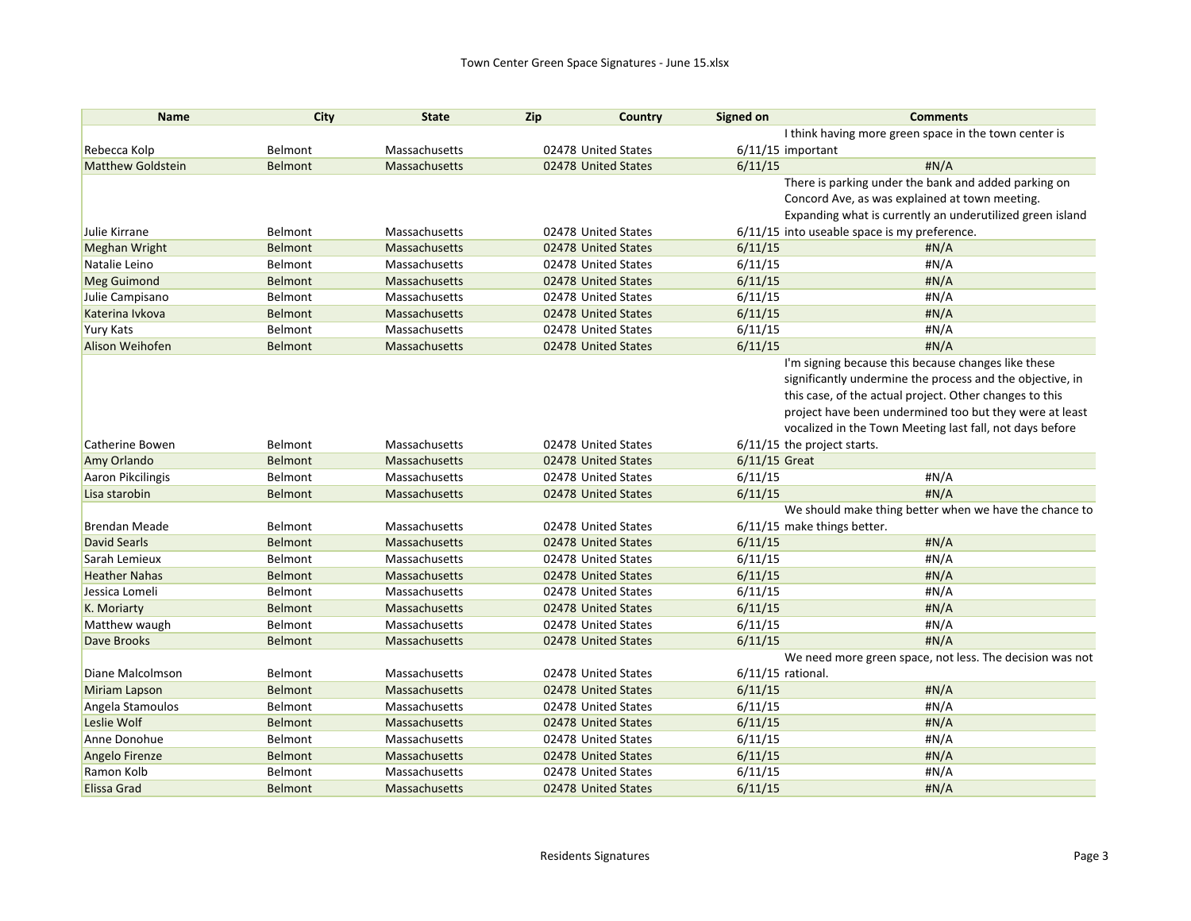Town Center Green Space Signatures - June 15.xlsx

| Name | City | State | Zip | Country | Signed on | Comments |
|---|---|---|---|---|---|---|
| Rebecca Kolp | Belmont | Massachusetts | 02478 | United States | 6/11/15 | I think having more green space in the town center is important |
| Matthew Goldstein | Belmont | Massachusetts | 02478 | United States | 6/11/15 | #N/A |
| Julie Kirrane | Belmont | Massachusetts | 02478 | United States | 6/11/15 | There is parking under the bank and added parking on Concord Ave, as was explained at town meeting. Expanding what is currently an underutilized green island into useable space is my preference. |
| Meghan Wright | Belmont | Massachusetts | 02478 | United States | 6/11/15 | #N/A |
| Natalie Leino | Belmont | Massachusetts | 02478 | United States | 6/11/15 | #N/A |
| Meg Guimond | Belmont | Massachusetts | 02478 | United States | 6/11/15 | #N/A |
| Julie Campisano | Belmont | Massachusetts | 02478 | United States | 6/11/15 | #N/A |
| Katerina Ivkova | Belmont | Massachusetts | 02478 | United States | 6/11/15 | #N/A |
| Yury Kats | Belmont | Massachusetts | 02478 | United States | 6/11/15 | #N/A |
| Alison Weihofen | Belmont | Massachusetts | 02478 | United States | 6/11/15 | #N/A |
| Catherine Bowen | Belmont | Massachusetts | 02478 | United States | 6/11/15 | I'm signing because this because changes like these significantly undermine the process and the objective, in this case, of the actual project. Other changes to this project have been undermined too but they were at least vocalized in the Town Meeting last fall, not days before the project starts. |
| Amy Orlando | Belmont | Massachusetts | 02478 | United States | 6/11/15 | Great |
| Aaron Pikcilingis | Belmont | Massachusetts | 02478 | United States | 6/11/15 | #N/A |
| Lisa starobin | Belmont | Massachusetts | 02478 | United States | 6/11/15 | #N/A |
| Brendan Meade | Belmont | Massachusetts | 02478 | United States | 6/11/15 | We should make thing better when we have the chance to make things better. |
| David Searls | Belmont | Massachusetts | 02478 | United States | 6/11/15 | #N/A |
| Sarah Lemieux | Belmont | Massachusetts | 02478 | United States | 6/11/15 | #N/A |
| Heather Nahas | Belmont | Massachusetts | 02478 | United States | 6/11/15 | #N/A |
| Jessica Lomeli | Belmont | Massachusetts | 02478 | United States | 6/11/15 | #N/A |
| K. Moriarty | Belmont | Massachusetts | 02478 | United States | 6/11/15 | #N/A |
| Matthew waugh | Belmont | Massachusetts | 02478 | United States | 6/11/15 | #N/A |
| Dave Brooks | Belmont | Massachusetts | 02478 | United States | 6/11/15 | #N/A |
| Diane Malcolmson | Belmont | Massachusetts | 02478 | United States | 6/11/15 | We need more green space, not less. The decision was not rational. |
| Miriam Lapson | Belmont | Massachusetts | 02478 | United States | 6/11/15 | #N/A |
| Angela Stamoulos | Belmont | Massachusetts | 02478 | United States | 6/11/15 | #N/A |
| Leslie Wolf | Belmont | Massachusetts | 02478 | United States | 6/11/15 | #N/A |
| Anne Donohue | Belmont | Massachusetts | 02478 | United States | 6/11/15 | #N/A |
| Angelo Firenze | Belmont | Massachusetts | 02478 | United States | 6/11/15 | #N/A |
| Ramon Kolb | Belmont | Massachusetts | 02478 | United States | 6/11/15 | #N/A |
| Elissa Grad | Belmont | Massachusetts | 02478 | United States | 6/11/15 | #N/A |

Residents Signatures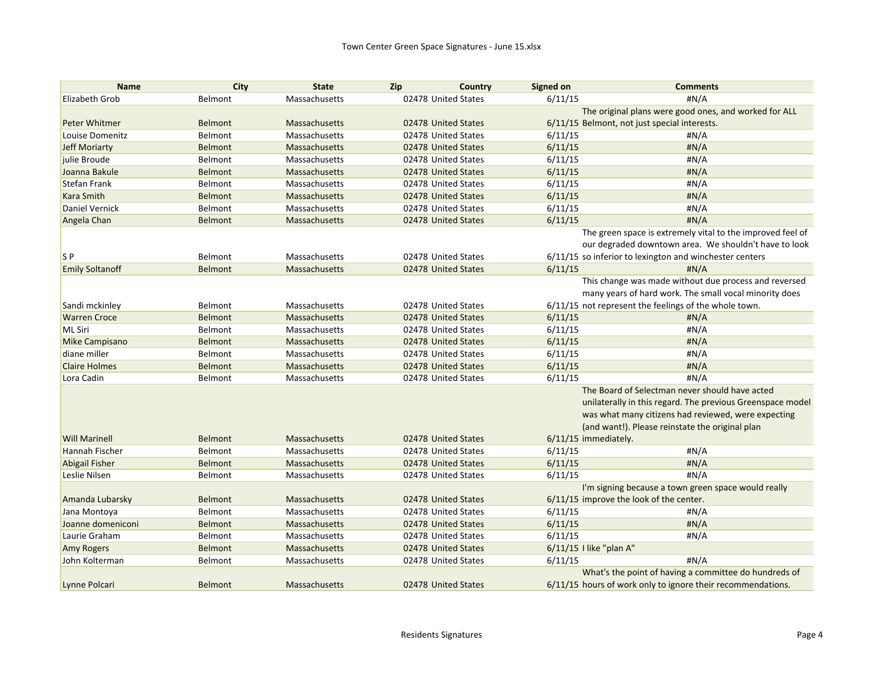| Name | City | State | Zip | Country | Signed on | Comments |
|---|---|---|---|---|---|---|
| Elizabeth Grob | Belmont | Massachusetts | 02478 | United States | 6/11/15 | #N/A |
| Peter Whitmer | Belmont | Massachusetts | 02478 | United States | 6/11/15 | The original plans were good ones, and worked for ALL Belmont, not just special interests. |
| Louise Domenitz | Belmont | Massachusetts | 02478 | United States | 6/11/15 | #N/A |
| Jeff Moriarty | Belmont | Massachusetts | 02478 | United States | 6/11/15 | #N/A |
| julie Broude | Belmont | Massachusetts | 02478 | United States | 6/11/15 | #N/A |
| Joanna Bakule | Belmont | Massachusetts | 02478 | United States | 6/11/15 | #N/A |
| Stefan Frank | Belmont | Massachusetts | 02478 | United States | 6/11/15 | #N/A |
| Kara Smith | Belmont | Massachusetts | 02478 | United States | 6/11/15 | #N/A |
| Daniel Vernick | Belmont | Massachusetts | 02478 | United States | 6/11/15 | #N/A |
| Angela Chan | Belmont | Massachusetts | 02478 | United States | 6/11/15 | #N/A |
| S P | Belmont | Massachusetts | 02478 | United States | 6/11/15 | The green space is extremely vital to the improved feel of our degraded downtown area. We shouldn't have to look so inferior to lexington and winchester centers |
| Emily Soltanoff | Belmont | Massachusetts | 02478 | United States | 6/11/15 | #N/A |
| Sandi mckinley | Belmont | Massachusetts | 02478 | United States | 6/11/15 | This change was made without due process and reversed many years of hard work. The small vocal minority does not represent the feelings of the whole town. |
| Warren Croce | Belmont | Massachusetts | 02478 | United States | 6/11/15 | #N/A |
| ML Siri | Belmont | Massachusetts | 02478 | United States | 6/11/15 | #N/A |
| Mike Campisano | Belmont | Massachusetts | 02478 | United States | 6/11/15 | #N/A |
| diane miller | Belmont | Massachusetts | 02478 | United States | 6/11/15 | #N/A |
| Claire Holmes | Belmont | Massachusetts | 02478 | United States | 6/11/15 | #N/A |
| Lora Cadin | Belmont | Massachusetts | 02478 | United States | 6/11/15 | #N/A |
| Will Marinell | Belmont | Massachusetts | 02478 | United States | 6/11/15 | The Board of Selectman never should have acted unilaterally in this regard. The previous Greenspace model was what many citizens had reviewed, were expecting (and want!). Please reinstate the original plan immediately. |
| Hannah Fischer | Belmont | Massachusetts | 02478 | United States | 6/11/15 | #N/A |
| Abigail Fisher | Belmont | Massachusetts | 02478 | United States | 6/11/15 | #N/A |
| Leslie Nilsen | Belmont | Massachusetts | 02478 | United States | 6/11/15 | #N/A |
| Amanda Lubarsky | Belmont | Massachusetts | 02478 | United States | 6/11/15 | I'm signing because a town green space would really improve the look of the center. |
| Jana Montoya | Belmont | Massachusetts | 02478 | United States | 6/11/15 | #N/A |
| Joanne domeniconi | Belmont | Massachusetts | 02478 | United States | 6/11/15 | #N/A |
| Laurie Graham | Belmont | Massachusetts | 02478 | United States | 6/11/15 | #N/A |
| Amy Rogers | Belmont | Massachusetts | 02478 | United States | 6/11/15 | I like "plan A" |
| John Kolterman | Belmont | Massachusetts | 02478 | United States | 6/11/15 | #N/A |
| Lynne Polcari | Belmont | Massachusetts | 02478 | United States | 6/11/15 | What's the point of having a committee do hundreds of hours of work only to ignore their recommendations. |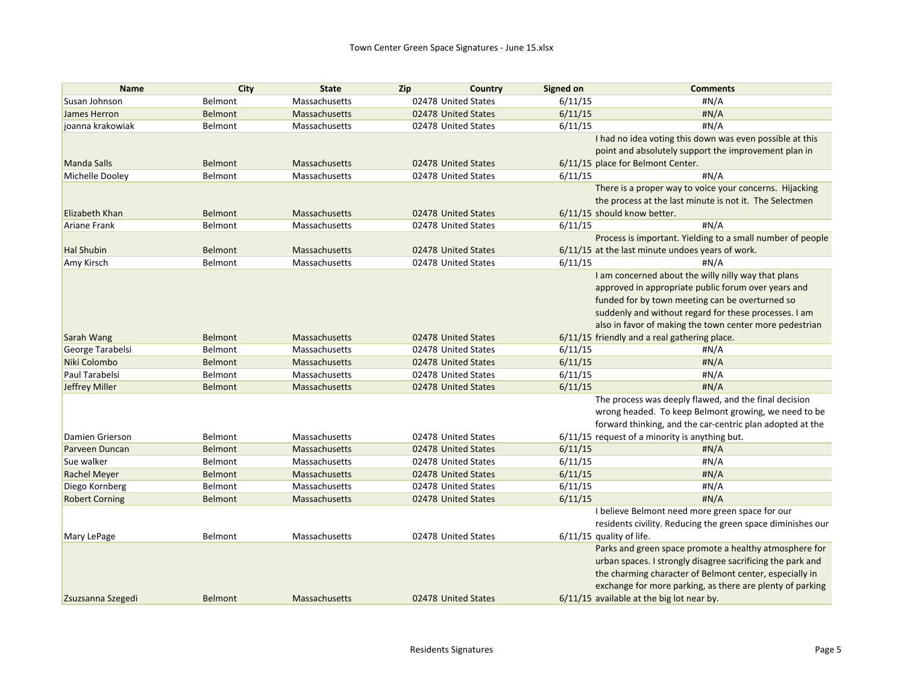| Name | City | State | Zip | Country | Signed on | Comments |
|---|---|---|---|---|---|---|
| Susan Johnson | Belmont | Massachusetts | 02478 | United States | 6/11/15 | #N/A |
| James Herron | Belmont | Massachusetts | 02478 | United States | 6/11/15 | #N/A |
| joanna krakowiak | Belmont | Massachusetts | 02478 | United States | 6/11/15 | #N/A |
| Manda Salls | Belmont | Massachusetts | 02478 | United States | 6/11/15 | I had no idea voting this down was even possible at this point and absolutely support the improvement plan in place for Belmont Center. |
| Michelle Dooley | Belmont | Massachusetts | 02478 | United States | 6/11/15 | #N/A |
| Elizabeth Khan | Belmont | Massachusetts | 02478 | United States | 6/11/15 | There is a proper way to voice your concerns. Hijacking the process at the last minute is not it. The Selectmen should know better. |
| Ariane Frank | Belmont | Massachusetts | 02478 | United States | 6/11/15 | #N/A |
| Hal Shubin | Belmont | Massachusetts | 02478 | United States | 6/11/15 | Process is important. Yielding to a small number of people at the last minute undoes years of work. |
| Amy Kirsch | Belmont | Massachusetts | 02478 | United States | 6/11/15 | #N/A |
| Sarah Wang | Belmont | Massachusetts | 02478 | United States | 6/11/15 | I am concerned about the willy nilly way that plans approved in appropriate public forum over years and funded for by town meeting can be overturned so suddenly and without regard for these processes. I am also in favor of making the town center more pedestrian friendly and a real gathering place. |
| George Tarabelsi | Belmont | Massachusetts | 02478 | United States | 6/11/15 | #N/A |
| Niki Colombo | Belmont | Massachusetts | 02478 | United States | 6/11/15 | #N/A |
| Paul Tarabelsi | Belmont | Massachusetts | 02478 | United States | 6/11/15 | #N/A |
| Jeffrey Miller | Belmont | Massachusetts | 02478 | United States | 6/11/15 | #N/A |
| Damien Grierson | Belmont | Massachusetts | 02478 | United States | 6/11/15 | The process was deeply flawed, and the final decision wrong headed. To keep Belmont growing, we need to be forward thinking, and the car-centric plan adopted at the request of a minority is anything but. |
| Parveen Duncan | Belmont | Massachusetts | 02478 | United States | 6/11/15 | #N/A |
| Sue walker | Belmont | Massachusetts | 02478 | United States | 6/11/15 | #N/A |
| Rachel Meyer | Belmont | Massachusetts | 02478 | United States | 6/11/15 | #N/A |
| Diego Kornberg | Belmont | Massachusetts | 02478 | United States | 6/11/15 | #N/A |
| Robert Corning | Belmont | Massachusetts | 02478 | United States | 6/11/15 | #N/A |
| Mary LePage | Belmont | Massachusetts | 02478 | United States | 6/11/15 | I believe Belmont need more green space for our residents civility. Reducing the green space diminishes our quality of life. |
| Zsuzsanna Szegedi | Belmont | Massachusetts | 02478 | United States | 6/11/15 | Parks and green space promote a healthy atmosphere for urban spaces. I strongly disagree sacrificing the park and the charming character of Belmont center, especially in exchange for more parking, as there are plenty of parking available at the big lot near by. |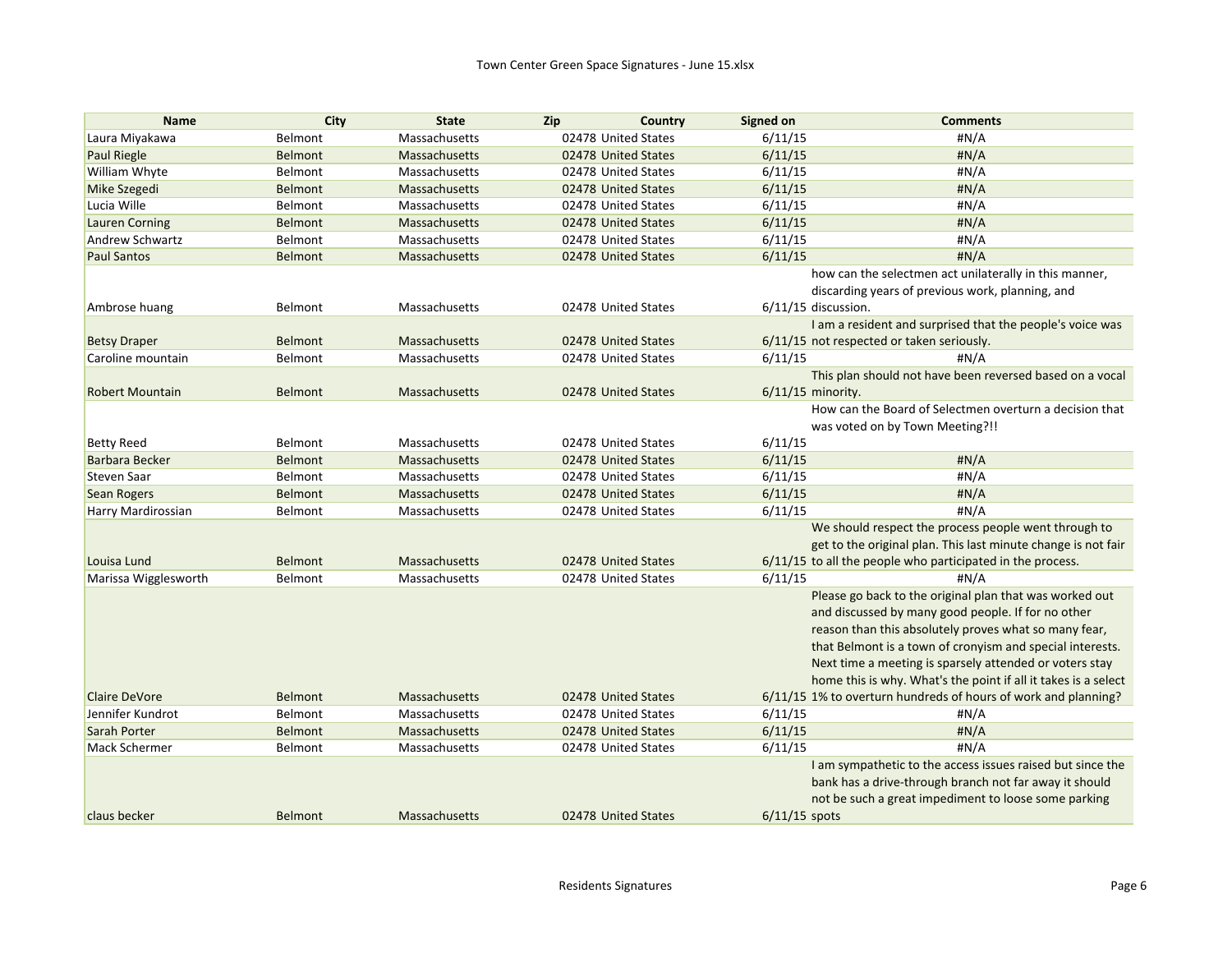| Name | City | State | Zip | Country | Signed on | Comments |
|---|---|---|---|---|---|---|
| Laura Miyakawa | Belmont | Massachusetts | 02478 | United States | 6/11/15 | #N/A |
| Paul Riegle | Belmont | Massachusetts | 02478 | United States | 6/11/15 | #N/A |
| William Whyte | Belmont | Massachusetts | 02478 | United States | 6/11/15 | #N/A |
| Mike Szegedi | Belmont | Massachusetts | 02478 | United States | 6/11/15 | #N/A |
| Lucia Wille | Belmont | Massachusetts | 02478 | United States | 6/11/15 | #N/A |
| Lauren Corning | Belmont | Massachusetts | 02478 | United States | 6/11/15 | #N/A |
| Andrew Schwartz | Belmont | Massachusetts | 02478 | United States | 6/11/15 | #N/A |
| Paul Santos | Belmont | Massachusetts | 02478 | United States | 6/11/15 | #N/A |
| Ambrose huang | Belmont | Massachusetts | 02478 | United States | 6/11/15 | how can the selectmen act unilaterally in this manner, discarding years of previous work, planning, and discussion. |
| Betsy Draper | Belmont | Massachusetts | 02478 | United States | 6/11/15 | I am a resident and surprised that the people's voice was not respected or taken seriously. |
| Caroline mountain | Belmont | Massachusetts | 02478 | United States | 6/11/15 | #N/A |
| Robert Mountain | Belmont | Massachusetts | 02478 | United States | 6/11/15 | This plan should not have been reversed based on a vocal minority. |
| Betty Reed | Belmont | Massachusetts | 02478 | United States | 6/11/15 | How can the Board of Selectmen overturn a decision that was voted on by Town Meeting?!! |
| Barbara Becker | Belmont | Massachusetts | 02478 | United States | 6/11/15 | #N/A |
| Steven Saar | Belmont | Massachusetts | 02478 | United States | 6/11/15 | #N/A |
| Sean Rogers | Belmont | Massachusetts | 02478 | United States | 6/11/15 | #N/A |
| Harry Mardirossian | Belmont | Massachusetts | 02478 | United States | 6/11/15 | #N/A |
| Louisa Lund | Belmont | Massachusetts | 02478 | United States | 6/11/15 | We should respect the process people went through to get to the original plan. This last minute change is not fair to all the people who participated in the process. |
| Marissa Wigglesworth | Belmont | Massachusetts | 02478 | United States | 6/11/15 | #N/A |
| Claire DeVore | Belmont | Massachusetts | 02478 | United States | 6/11/15 | Please go back to the original plan that was worked out and discussed by many good people. If for no other reason than this absolutely proves what so many fear, that Belmont is a town of cronyism and special interests. Next time a meeting is sparsely attended or voters stay home this is why. What's the point if all it takes is a select 1% to overturn hundreds of hours of work and planning? |
| Jennifer Kundrot | Belmont | Massachusetts | 02478 | United States | 6/11/15 | #N/A |
| Sarah Porter | Belmont | Massachusetts | 02478 | United States | 6/11/15 | #N/A |
| Mack Schermer | Belmont | Massachusetts | 02478 | United States | 6/11/15 | #N/A |
| claus becker | Belmont | Massachusetts | 02478 | United States | 6/11/15 | I am sympathetic to the access issues raised but since the bank has a drive-through branch not far away it should not be such a great impediment to loose some parking spots |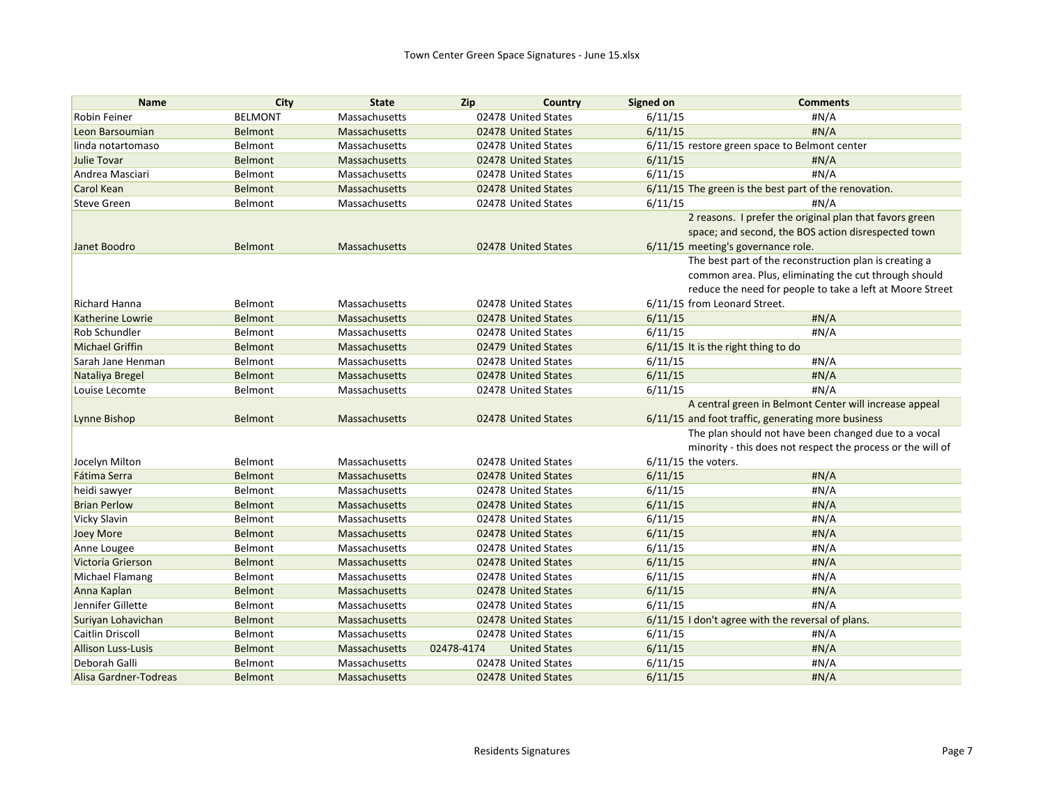Town Center Green Space Signatures - June 15.xlsx

| Name | City | State | Zip | Country | Signed on | Comments |
|---|---|---|---|---|---|---|
| Robin Feiner | BELMONT | Massachusetts | 02478 | United States | 6/11/15 | #N/A |
| Leon Barsoumian | Belmont | Massachusetts | 02478 | United States | 6/11/15 | #N/A |
| linda notartomaso | Belmont | Massachusetts | 02478 | United States | 6/11/15 | restore green space to Belmont center |
| Julie Tovar | Belmont | Massachusetts | 02478 | United States | 6/11/15 | #N/A |
| Andrea Masciari | Belmont | Massachusetts | 02478 | United States | 6/11/15 | #N/A |
| Carol Kean | Belmont | Massachusetts | 02478 | United States | 6/11/15 | The green is the best part of the renovation. |
| Steve Green | Belmont | Massachusetts | 02478 | United States | 6/11/15 | #N/A |
| Janet Boodro | Belmont | Massachusetts | 02478 | United States | 6/11/15 | 2 reasons. I prefer the original plan that favors green space; and second, the BOS action disrespected town meeting's governance role. |
| Richard Hanna | Belmont | Massachusetts | 02478 | United States | 6/11/15 | The best part of the reconstruction plan is creating a common area. Plus, eliminating the cut through should reduce the need for people to take a left at Moore Street from Leonard Street. |
| Katherine Lowrie | Belmont | Massachusetts | 02478 | United States | 6/11/15 | #N/A |
| Rob Schundler | Belmont | Massachusetts | 02478 | United States | 6/11/15 | #N/A |
| Michael Griffin | Belmont | Massachusetts | 02479 | United States | 6/11/15 | It is the right thing to do |
| Sarah Jane Henman | Belmont | Massachusetts | 02478 | United States | 6/11/15 | #N/A |
| Nataliya Bregel | Belmont | Massachusetts | 02478 | United States | 6/11/15 | #N/A |
| Louise Lecomte | Belmont | Massachusetts | 02478 | United States | 6/11/15 | #N/A |
| Lynne Bishop | Belmont | Massachusetts | 02478 | United States | 6/11/15 | A central green in Belmont Center will increase appeal and foot traffic, generating more business |
| Jocelyn Milton | Belmont | Massachusetts | 02478 | United States | 6/11/15 | The plan should not have been changed due to a vocal minority - this does not respect the process or the will of the voters. |
| Fátima Serra | Belmont | Massachusetts | 02478 | United States | 6/11/15 | #N/A |
| heidi sawyer | Belmont | Massachusetts | 02478 | United States | 6/11/15 | #N/A |
| Brian Perlow | Belmont | Massachusetts | 02478 | United States | 6/11/15 | #N/A |
| Vicky Slavin | Belmont | Massachusetts | 02478 | United States | 6/11/15 | #N/A |
| Joey More | Belmont | Massachusetts | 02478 | United States | 6/11/15 | #N/A |
| Anne Lougee | Belmont | Massachusetts | 02478 | United States | 6/11/15 | #N/A |
| Victoria Grierson | Belmont | Massachusetts | 02478 | United States | 6/11/15 | #N/A |
| Michael Flamang | Belmont | Massachusetts | 02478 | United States | 6/11/15 | #N/A |
| Anna Kaplan | Belmont | Massachusetts | 02478 | United States | 6/11/15 | #N/A |
| Jennifer Gillette | Belmont | Massachusetts | 02478 | United States | 6/11/15 | #N/A |
| Suriyan Lohavichan | Belmont | Massachusetts | 02478 | United States | 6/11/15 | I don't agree with the reversal of plans. |
| Caitlin Driscoll | Belmont | Massachusetts | 02478 | United States | 6/11/15 | #N/A |
| Allison Luss-Lusis | Belmont | Massachusetts | 02478-4174 | United States | 6/11/15 | #N/A |
| Deborah Galli | Belmont | Massachusetts | 02478 | United States | 6/11/15 | #N/A |
| Alisa Gardner-Todreas | Belmont | Massachusetts | 02478 | United States | 6/11/15 | #N/A |

Residents Signatures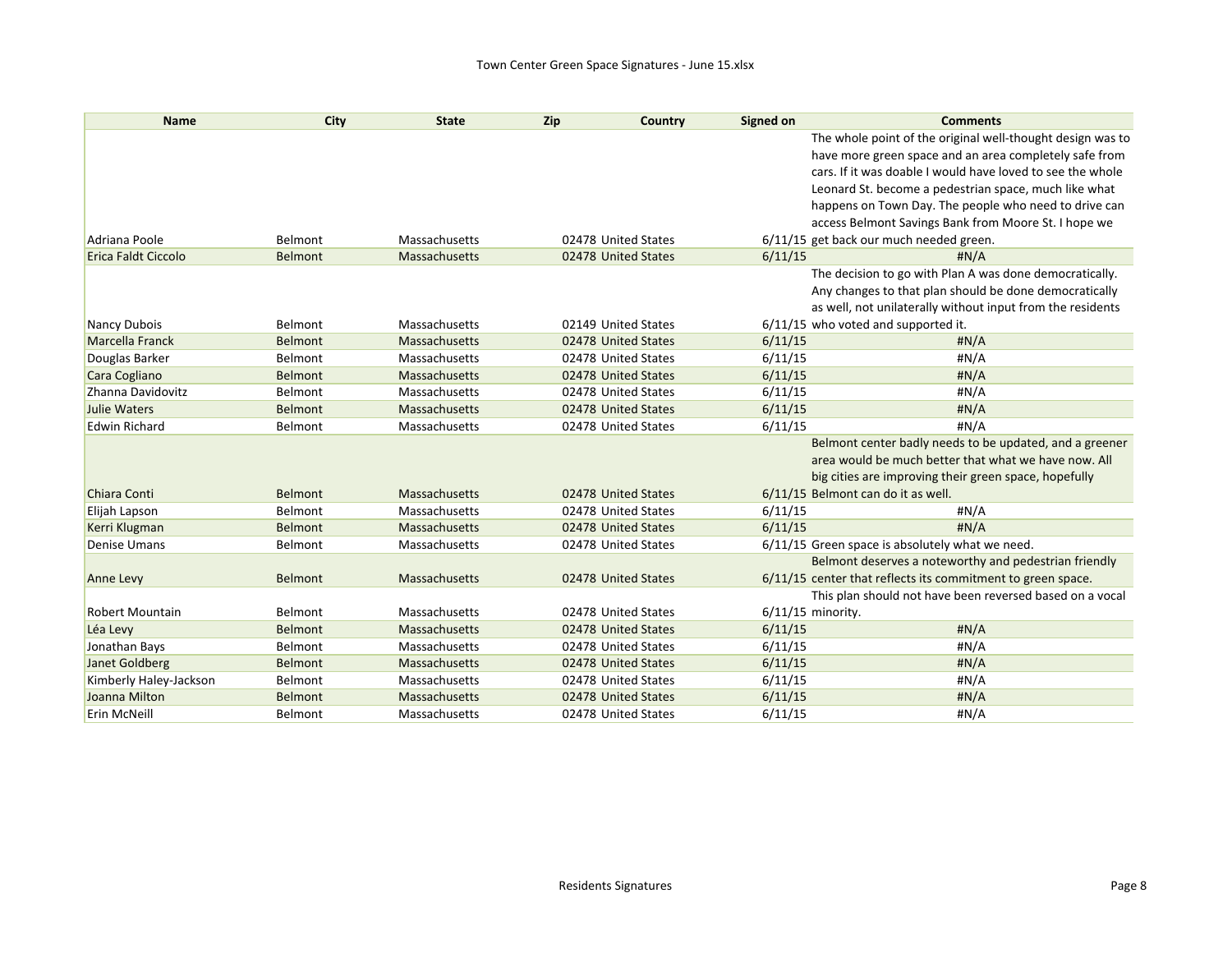| Name | City | State | Zip | Country | Signed on | Comments |
| --- | --- | --- | --- | --- | --- | --- |
| Adriana Poole | Belmont | Massachusetts | 02478 | United States | 6/11/15 | The whole point of the original well-thought design was to have more green space and an area completely safe from cars. If it was doable I would have loved to see the whole Leonard St. become a pedestrian space, much like what happens on Town Day. The people who need to drive can access Belmont Savings Bank from Moore St. I hope we get back our much needed green. |
| Erica Faldt Ciccolo | Belmont | Massachusetts | 02478 | United States | 6/11/15 | #N/A |
| Nancy Dubois | Belmont | Massachusetts | 02149 | United States | 6/11/15 | The decision to go with Plan A was done democratically. Any changes to that plan should be done democratically as well, not unilaterally without input from the residents who voted and supported it. |
| Marcella Franck | Belmont | Massachusetts | 02478 | United States | 6/11/15 | #N/A |
| Douglas Barker | Belmont | Massachusetts | 02478 | United States | 6/11/15 | #N/A |
| Cara Cogliano | Belmont | Massachusetts | 02478 | United States | 6/11/15 | #N/A |
| Zhanna Davidovitz | Belmont | Massachusetts | 02478 | United States | 6/11/15 | #N/A |
| Julie Waters | Belmont | Massachusetts | 02478 | United States | 6/11/15 | #N/A |
| Edwin Richard | Belmont | Massachusetts | 02478 | United States | 6/11/15 | #N/A |
| Chiara Conti | Belmont | Massachusetts | 02478 | United States | 6/11/15 | Belmont center badly needs to be updated, and a greener area would be much better that what we have now. All big cities are improving their green space, hopefully Belmont can do it as well. |
| Elijah Lapson | Belmont | Massachusetts | 02478 | United States | 6/11/15 | #N/A |
| Kerri Klugman | Belmont | Massachusetts | 02478 | United States | 6/11/15 | #N/A |
| Denise Umans | Belmont | Massachusetts | 02478 | United States | 6/11/15 | Green space is absolutely what we need. |
| Anne Levy | Belmont | Massachusetts | 02478 | United States | 6/11/15 | Belmont deserves a noteworthy and pedestrian friendly center that reflects its commitment to green space. |
| Robert Mountain | Belmont | Massachusetts | 02478 | United States | 6/11/15 | This plan should not have been reversed based on a vocal minority. |
| Léa Levy | Belmont | Massachusetts | 02478 | United States | 6/11/15 | #N/A |
| Jonathan Bays | Belmont | Massachusetts | 02478 | United States | 6/11/15 | #N/A |
| Janet Goldberg | Belmont | Massachusetts | 02478 | United States | 6/11/15 | #N/A |
| Kimberly Haley-Jackson | Belmont | Massachusetts | 02478 | United States | 6/11/15 | #N/A |
| Joanna Milton | Belmont | Massachusetts | 02478 | United States | 6/11/15 | #N/A |
| Erin McNeill | Belmont | Massachusetts | 02478 | United States | 6/11/15 | #N/A |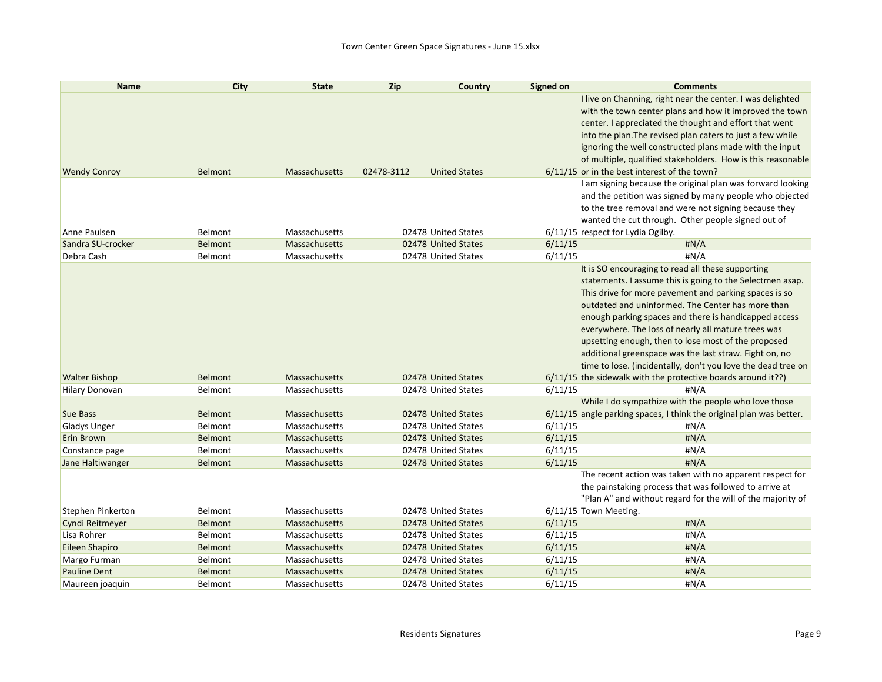| Name | City | State | Zip | Country | Signed on | Comments |
| --- | --- | --- | --- | --- | --- | --- |
| Wendy Conroy | Belmont | Massachusetts | 02478-3112 | United States | 6/11/15 | I live on Channing, right near the center. I was delighted with the town center plans and how it improved the town center. I appreciated the thought and effort that went into the plan.The revised plan caters to just a few while ignoring the well constructed plans made with the input of multiple, qualified stakeholders. How is this reasonable or in the best interest of the town? |
| Anne Paulsen | Belmont | Massachusetts | 02478 | United States | 6/11/15 | I am signing because the original plan was forward looking and the petition was signed by many people who objected to the tree removal and were not signing because they wanted the cut through. Other people signed out of respect for Lydia Ogilby. |
| Sandra SU-crocker | Belmont | Massachusetts | 02478 | United States | 6/11/15 | #N/A |
| Debra Cash | Belmont | Massachusetts | 02478 | United States | 6/11/15 | #N/A |
| Walter Bishop | Belmont | Massachusetts | 02478 | United States | 6/11/15 | It is SO encouraging to read all these supporting statements. I assume this is going to the Selectmen asap. This drive for more pavement and parking spaces is so outdated and uninformed. The Center has more than enough parking spaces and there is handicapped access everywhere. The loss of nearly all mature trees was upsetting enough, then to lose most of the proposed additional greenspace was the last straw. Fight on, no time to lose. (incidentally, don't you love the dead tree on the sidewalk with the protective boards around it??) |
| Hilary Donovan | Belmont | Massachusetts | 02478 | United States | 6/11/15 | #N/A |
| Sue Bass | Belmont | Massachusetts | 02478 | United States | 6/11/15 | While I do sympathize with the people who love those angle parking spaces, I think the original plan was better. |
| Gladys Unger | Belmont | Massachusetts | 02478 | United States | 6/11/15 | #N/A |
| Erin Brown | Belmont | Massachusetts | 02478 | United States | 6/11/15 | #N/A |
| Constance page | Belmont | Massachusetts | 02478 | United States | 6/11/15 | #N/A |
| Jane Haltiwanger | Belmont | Massachusetts | 02478 | United States | 6/11/15 | #N/A |
| Stephen Pinkerton | Belmont | Massachusetts | 02478 | United States | 6/11/15 | The recent action was taken with no apparent respect for the painstaking process that was followed to arrive at "Plan A" and without regard for the will of the majority of Town Meeting. |
| Cyndi Reitmeyer | Belmont | Massachusetts | 02478 | United States | 6/11/15 | #N/A |
| Lisa Rohrer | Belmont | Massachusetts | 02478 | United States | 6/11/15 | #N/A |
| Eileen Shapiro | Belmont | Massachusetts | 02478 | United States | 6/11/15 | #N/A |
| Margo Furman | Belmont | Massachusetts | 02478 | United States | 6/11/15 | #N/A |
| Pauline Dent | Belmont | Massachusetts | 02478 | United States | 6/11/15 | #N/A |
| Maureen joaquin | Belmont | Massachusetts | 02478 | United States | 6/11/15 | #N/A |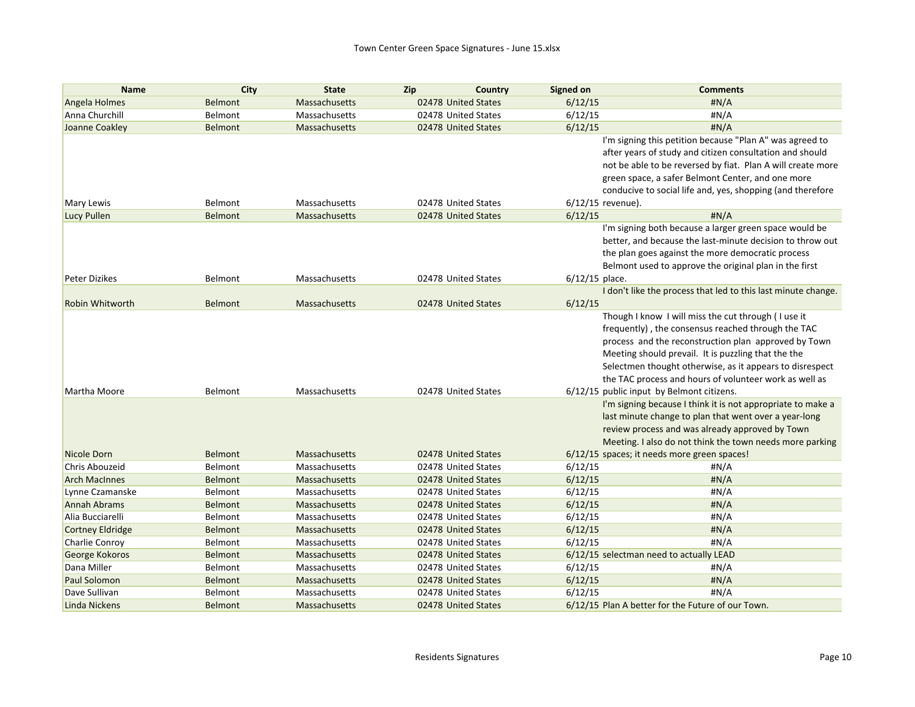| Name | City | State | Zip | Country | Signed on | Comments |
|---|---|---|---|---|---|---|
| Angela Holmes | Belmont | Massachusetts | 02478 | United States | 6/12/15 | #N/A |
| Anna Churchill | Belmont | Massachusetts | 02478 | United States | 6/12/15 | #N/A |
| Joanne Coakley | Belmont | Massachusetts | 02478 | United States | 6/12/15 | #N/A |
| Mary Lewis | Belmont | Massachusetts | 02478 | United States | 6/12/15 | I'm signing this petition because "Plan A" was agreed to after years of study and citizen consultation and should not be able to be reversed by fiat. Plan A will create more green space, a safer Belmont Center, and one more conducive to social life and, yes, shopping (and therefore revenue). |
| Lucy Pullen | Belmont | Massachusetts | 02478 | United States | 6/12/15 | #N/A |
| Peter Dizikes | Belmont | Massachusetts | 02478 | United States | 6/12/15 | I'm signing both because a larger green space would be better, and because the last-minute decision to throw out the plan goes against the more democratic process Belmont used to approve the original plan in the first place. |
| Robin Whitworth | Belmont | Massachusetts | 02478 | United States | 6/12/15 | I don't like the process that led to this last minute change. |
| Martha Moore | Belmont | Massachusetts | 02478 | United States | 6/12/15 | Though I know I will miss the cut through ( I use it frequently) , the consensus reached through the TAC process and the reconstruction plan approved by Town Meeting should prevail. It is puzzling that the the Selectmen thought otherwise, as it appears to disrespect the TAC process and hours of volunteer work as well as public input by Belmont citizens. |
| Nicole Dorn | Belmont | Massachusetts | 02478 | United States | 6/12/15 | I'm signing because I think it is not appropriate to make a last minute change to plan that went over a year-long review process and was already approved by Town Meeting. I also do not think the town needs more parking spaces; it needs more green spaces! |
| Chris Abouzeid | Belmont | Massachusetts | 02478 | United States | 6/12/15 | #N/A |
| Arch MacInnes | Belmont | Massachusetts | 02478 | United States | 6/12/15 | #N/A |
| Lynne Czamanske | Belmont | Massachusetts | 02478 | United States | 6/12/15 | #N/A |
| Annah Abrams | Belmont | Massachusetts | 02478 | United States | 6/12/15 | #N/A |
| Alia Bucciarelli | Belmont | Massachusetts | 02478 | United States | 6/12/15 | #N/A |
| Cortney Eldridge | Belmont | Massachusetts | 02478 | United States | 6/12/15 | #N/A |
| Charlie Conroy | Belmont | Massachusetts | 02478 | United States | 6/12/15 | #N/A |
| George Kokoros | Belmont | Massachusetts | 02478 | United States | 6/12/15 | selectman need to actually LEAD |
| Dana Miller | Belmont | Massachusetts | 02478 | United States | 6/12/15 | #N/A |
| Paul Solomon | Belmont | Massachusetts | 02478 | United States | 6/12/15 | #N/A |
| Dave Sullivan | Belmont | Massachusetts | 02478 | United States | 6/12/15 | #N/A |
| Linda Nickens | Belmont | Massachusetts | 02478 | United States | 6/12/15 | Plan A better for the Future of our Town. |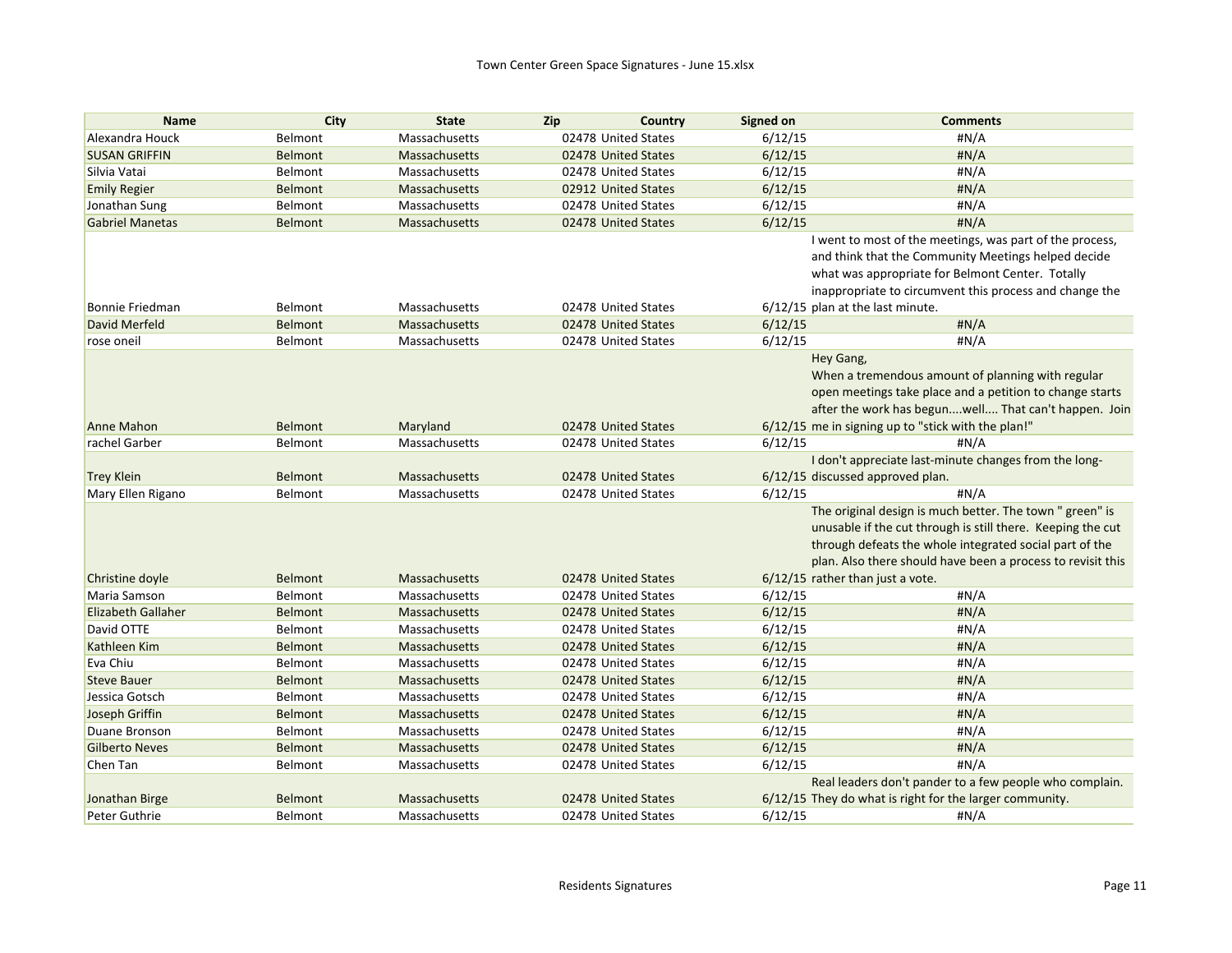| Name | City | State | Zip | Country | Signed on | Comments |
|---|---|---|---|---|---|---|
| Alexandra Houck | Belmont | Massachusetts | 02478 | United States | 6/12/15 | #N/A |
| SUSAN GRIFFIN | Belmont | Massachusetts | 02478 | United States | 6/12/15 | #N/A |
| Silvia Vatai | Belmont | Massachusetts | 02478 | United States | 6/12/15 | #N/A |
| Emily Regier | Belmont | Massachusetts | 02912 | United States | 6/12/15 | #N/A |
| Jonathan Sung | Belmont | Massachusetts | 02478 | United States | 6/12/15 | #N/A |
| Gabriel Manetas | Belmont | Massachusetts | 02478 | United States | 6/12/15 | #N/A |
| Bonnie Friedman | Belmont | Massachusetts | 02478 | United States | 6/12/15 | I went to most of the meetings, was part of the process, and think that the Community Meetings helped decide what was appropriate for Belmont Center. Totally inappropriate to circumvent this process and change the plan at the last minute. |
| David Merfeld | Belmont | Massachusetts | 02478 | United States | 6/12/15 | #N/A |
| rose oneil | Belmont | Massachusetts | 02478 | United States | 6/12/15 | #N/A |
| Anne Mahon | Belmont | Maryland | 02478 | United States | 6/12/15 | Hey Gang, When a tremendous amount of planning with regular open meetings take place and a petition to change starts after the work has begun....well.... That can't happen. Join me in signing up to "stick with the plan!" |
| rachel Garber | Belmont | Massachusetts | 02478 | United States | 6/12/15 | #N/A |
| Trey Klein | Belmont | Massachusetts | 02478 | United States | 6/12/15 | I don't appreciate last-minute changes from the long-discussed approved plan. |
| Mary Ellen Rigano | Belmont | Massachusetts | 02478 | United States | 6/12/15 | #N/A |
| Christine doyle | Belmont | Massachusetts | 02478 | United States | 6/12/15 | The original design is much better. The town " green" is unusable if the cut through is still there. Keeping the cut through defeats the whole integrated social part of the plan. Also there should have been a process to revisit this rather than just a vote. |
| Maria Samson | Belmont | Massachusetts | 02478 | United States | 6/12/15 | #N/A |
| Elizabeth Gallaher | Belmont | Massachusetts | 02478 | United States | 6/12/15 | #N/A |
| David OTTE | Belmont | Massachusetts | 02478 | United States | 6/12/15 | #N/A |
| Kathleen Kim | Belmont | Massachusetts | 02478 | United States | 6/12/15 | #N/A |
| Eva Chiu | Belmont | Massachusetts | 02478 | United States | 6/12/15 | #N/A |
| Steve Bauer | Belmont | Massachusetts | 02478 | United States | 6/12/15 | #N/A |
| Jessica Gotsch | Belmont | Massachusetts | 02478 | United States | 6/12/15 | #N/A |
| Joseph Griffin | Belmont | Massachusetts | 02478 | United States | 6/12/15 | #N/A |
| Duane Bronson | Belmont | Massachusetts | 02478 | United States | 6/12/15 | #N/A |
| Gilberto Neves | Belmont | Massachusetts | 02478 | United States | 6/12/15 | #N/A |
| Chen Tan | Belmont | Massachusetts | 02478 | United States | 6/12/15 | #N/A |
| Jonathan Birge | Belmont | Massachusetts | 02478 | United States | 6/12/15 | Real leaders don't pander to a few people who complain. They do what is right for the larger community. |
| Peter Guthrie | Belmont | Massachusetts | 02478 | United States | 6/12/15 | #N/A |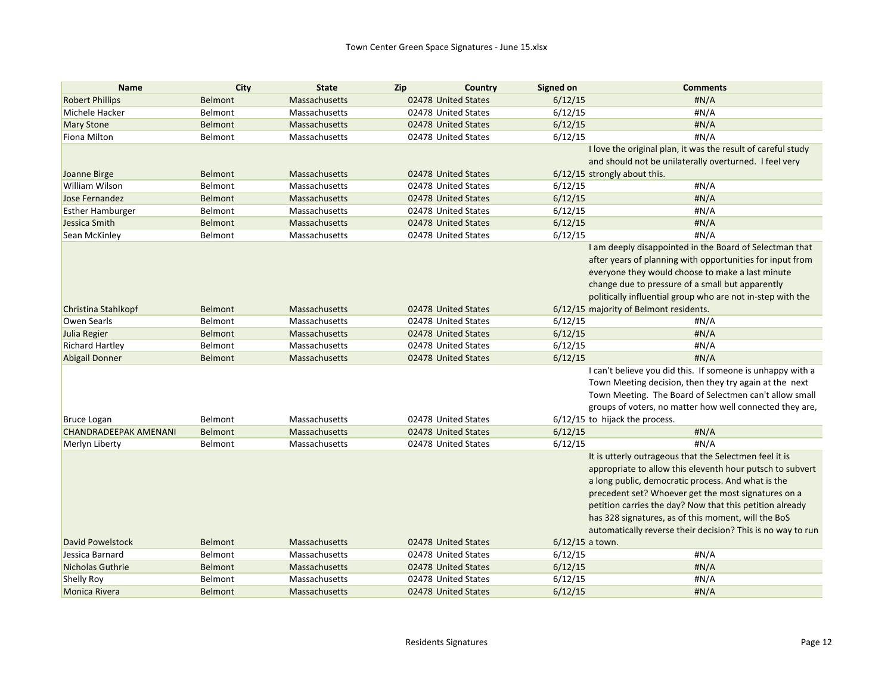| Name | City | State | Zip | Country | Signed on | Comments |
| --- | --- | --- | --- | --- | --- | --- |
| Robert Phillips | Belmont | Massachusetts | 02478 | United States | 6/12/15 | #N/A |
| Michele Hacker | Belmont | Massachusetts | 02478 | United States | 6/12/15 | #N/A |
| Mary Stone | Belmont | Massachusetts | 02478 | United States | 6/12/15 | #N/A |
| Fiona Milton | Belmont | Massachusetts | 02478 | United States | 6/12/15 | #N/A |
| Joanne Birge | Belmont | Massachusetts | 02478 | United States | 6/12/15 | I love the original plan, it was the result of careful study and should not be unilaterally overturned. I feel very strongly about this. |
| William Wilson | Belmont | Massachusetts | 02478 | United States | 6/12/15 | #N/A |
| Jose Fernandez | Belmont | Massachusetts | 02478 | United States | 6/12/15 | #N/A |
| Esther Hamburger | Belmont | Massachusetts | 02478 | United States | 6/12/15 | #N/A |
| Jessica Smith | Belmont | Massachusetts | 02478 | United States | 6/12/15 | #N/A |
| Sean McKinley | Belmont | Massachusetts | 02478 | United States | 6/12/15 | #N/A |
| Christina Stahlkopf | Belmont | Massachusetts | 02478 | United States | 6/12/15 | I am deeply disappointed in the Board of Selectman that after years of planning with opportunities for input from everyone they would choose to make a last minute change due to pressure of a small but apparently politically influential group who are not in-step with the majority of Belmont residents. |
| Owen Searls | Belmont | Massachusetts | 02478 | United States | 6/12/15 | #N/A |
| Julia Regier | Belmont | Massachusetts | 02478 | United States | 6/12/15 | #N/A |
| Richard Hartley | Belmont | Massachusetts | 02478 | United States | 6/12/15 | #N/A |
| Abigail Donner | Belmont | Massachusetts | 02478 | United States | 6/12/15 | #N/A |
| Bruce Logan | Belmont | Massachusetts | 02478 | United States | 6/12/15 | I can't believe you did this. If someone is unhappy with a Town Meeting decision, then they try again at the next Town Meeting. The Board of Selectmen can't allow small groups of voters, no matter how well connected they are, to hijack the process. |
| CHANDRADEEPAK AMENANI | Belmont | Massachusetts | 02478 | United States | 6/12/15 | #N/A |
| Merlyn Liberty | Belmont | Massachusetts | 02478 | United States | 6/12/15 | #N/A |
| David Powelstock | Belmont | Massachusetts | 02478 | United States | 6/12/15 | It is utterly outrageous that the Selectmen feel it is appropriate to allow this eleventh hour putsch to subvert a long public, democratic process. And what is the precedent set? Whoever get the most signatures on a petition carries the day? Now that this petition already has 328 signatures, as of this moment, will the BoS automatically reverse their decision? This is no way to run a town. |
| Jessica Barnard | Belmont | Massachusetts | 02478 | United States | 6/12/15 | #N/A |
| Nicholas Guthrie | Belmont | Massachusetts | 02478 | United States | 6/12/15 | #N/A |
| Shelly Roy | Belmont | Massachusetts | 02478 | United States | 6/12/15 | #N/A |
| Monica Rivera | Belmont | Massachusetts | 02478 | United States | 6/12/15 | #N/A |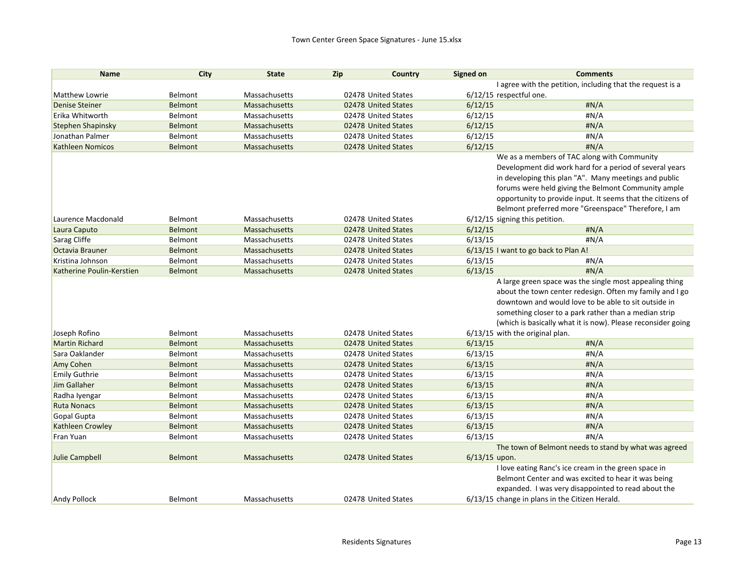| Name | City | State | Zip | Country | Signed on | Comments |
|---|---|---|---|---|---|---|
| Matthew Lowrie | Belmont | Massachusetts | 02478 | United States | 6/12/15 | I agree with the petition, including that the request is a respectful one. |
| Denise Steiner | Belmont | Massachusetts | 02478 | United States | 6/12/15 | #N/A |
| Erika Whitworth | Belmont | Massachusetts | 02478 | United States | 6/12/15 | #N/A |
| Stephen Shapinsky | Belmont | Massachusetts | 02478 | United States | 6/12/15 | #N/A |
| Jonathan Palmer | Belmont | Massachusetts | 02478 | United States | 6/12/15 | #N/A |
| Kathleen Nomicos | Belmont | Massachusetts | 02478 | United States | 6/12/15 | #N/A |
| Laurence Macdonald | Belmont | Massachusetts | 02478 | United States | 6/12/15 | We as a members of TAC along with Community Development did work hard for a period of several years in developing this plan "A". Many meetings and public forums were held giving the Belmont Community ample opportunity to provide input. It seems that the citizens of Belmont preferred more "Greenspace" Therefore, I am signing this petition. |
| Laura Caputo | Belmont | Massachusetts | 02478 | United States | 6/12/15 | #N/A |
| Sarag Cliffe | Belmont | Massachusetts | 02478 | United States | 6/13/15 | #N/A |
| Octavia Brauner | Belmont | Massachusetts | 02478 | United States | 6/13/15 | I want to go back to Plan A! |
| Kristina Johnson | Belmont | Massachusetts | 02478 | United States | 6/13/15 | #N/A |
| Katherine Poulin-Kerstien | Belmont | Massachusetts | 02478 | United States | 6/13/15 | #N/A |
| Joseph Rofino | Belmont | Massachusetts | 02478 | United States | 6/13/15 | A large green space was the single most appealing thing about the town center redesign. Often my family and I go downtown and would love to be able to sit outside in something closer to a park rather than a median strip (which is basically what it is now). Please reconsider going with the original plan. |
| Martin Richard | Belmont | Massachusetts | 02478 | United States | 6/13/15 | #N/A |
| Sara Oaklander | Belmont | Massachusetts | 02478 | United States | 6/13/15 | #N/A |
| Amy Cohen | Belmont | Massachusetts | 02478 | United States | 6/13/15 | #N/A |
| Emily Guthrie | Belmont | Massachusetts | 02478 | United States | 6/13/15 | #N/A |
| Jim Gallaher | Belmont | Massachusetts | 02478 | United States | 6/13/15 | #N/A |
| Radha Iyengar | Belmont | Massachusetts | 02478 | United States | 6/13/15 | #N/A |
| Ruta Nonacs | Belmont | Massachusetts | 02478 | United States | 6/13/15 | #N/A |
| Gopal Gupta | Belmont | Massachusetts | 02478 | United States | 6/13/15 | #N/A |
| Kathleen Crowley | Belmont | Massachusetts | 02478 | United States | 6/13/15 | #N/A |
| Fran Yuan | Belmont | Massachusetts | 02478 | United States | 6/13/15 | #N/A |
| Julie Campbell | Belmont | Massachusetts | 02478 | United States | 6/13/15 | The town of Belmont needs to stand by what was agreed upon. |
| Andy Pollock | Belmont | Massachusetts | 02478 | United States | 6/13/15 | I love eating Ranc's ice cream in the green space in Belmont Center and was excited to hear it was being expanded. I was very disappointed to read about the change in plans in the Citizen Herald. |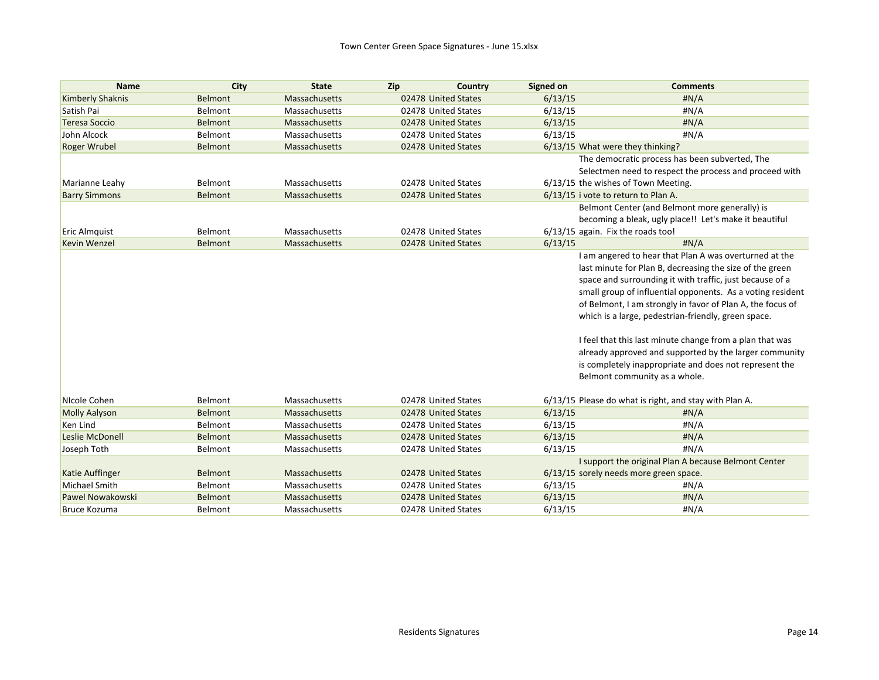| Name | City | State | Zip | Country | Signed on | Comments |
|---|---|---|---|---|---|---|
| Kimberly Shaknis | Belmont | Massachusetts | 02478 | United States | 6/13/15 | #N/A |
| Satish Pai | Belmont | Massachusetts | 02478 | United States | 6/13/15 | #N/A |
| Teresa Soccio | Belmont | Massachusetts | 02478 | United States | 6/13/15 | #N/A |
| John Alcock | Belmont | Massachusetts | 02478 | United States | 6/13/15 | #N/A |
| Roger Wrubel | Belmont | Massachusetts | 02478 | United States | 6/13/15 | What were they thinking? |
| Marianne Leahy | Belmont | Massachusetts | 02478 | United States | 6/13/15 | The democratic process has been subverted, The Selectmen need to respect the process and proceed with the wishes of Town Meeting. |
| Barry Simmons | Belmont | Massachusetts | 02478 | United States | 6/13/15 | i vote to return to Plan A. |
| Eric Almquist | Belmont | Massachusetts | 02478 | United States | 6/13/15 | Belmont Center (and Belmont more generally) is becoming a bleak, ugly place!! Let's make it beautiful again. Fix the roads too! |
| Kevin Wenzel | Belmont | Massachusetts | 02478 | United States | 6/13/15 | #N/A |
| NIcole Cohen | Belmont | Massachusetts | 02478 | United States | 6/13/15 | I am angered to hear that Plan A was overturned at the last minute for Plan B, decreasing the size of the green space and surrounding it with traffic, just because of a small group of influential opponents. As a voting resident of Belmont, I am strongly in favor of Plan A, the focus of which is a large, pedestrian-friendly, green space. I feel that this last minute change from a plan that was already approved and supported by the larger community is completely inappropriate and does not represent the Belmont community as a whole. Please do what is right, and stay with Plan A. |
| Molly Aalyson | Belmont | Massachusetts | 02478 | United States | 6/13/15 | #N/A |
| Ken Lind | Belmont | Massachusetts | 02478 | United States | 6/13/15 | #N/A |
| Leslie McDonell | Belmont | Massachusetts | 02478 | United States | 6/13/15 | #N/A |
| Joseph Toth | Belmont | Massachusetts | 02478 | United States | 6/13/15 | #N/A |
| Katie Auffinger | Belmont | Massachusetts | 02478 | United States | 6/13/15 | I support the original Plan A because Belmont Center sorely needs more green space. |
| Michael Smith | Belmont | Massachusetts | 02478 | United States | 6/13/15 | #N/A |
| Pawel Nowakowski | Belmont | Massachusetts | 02478 | United States | 6/13/15 | #N/A |
| Bruce Kozuma | Belmont | Massachusetts | 02478 | United States | 6/13/15 | #N/A |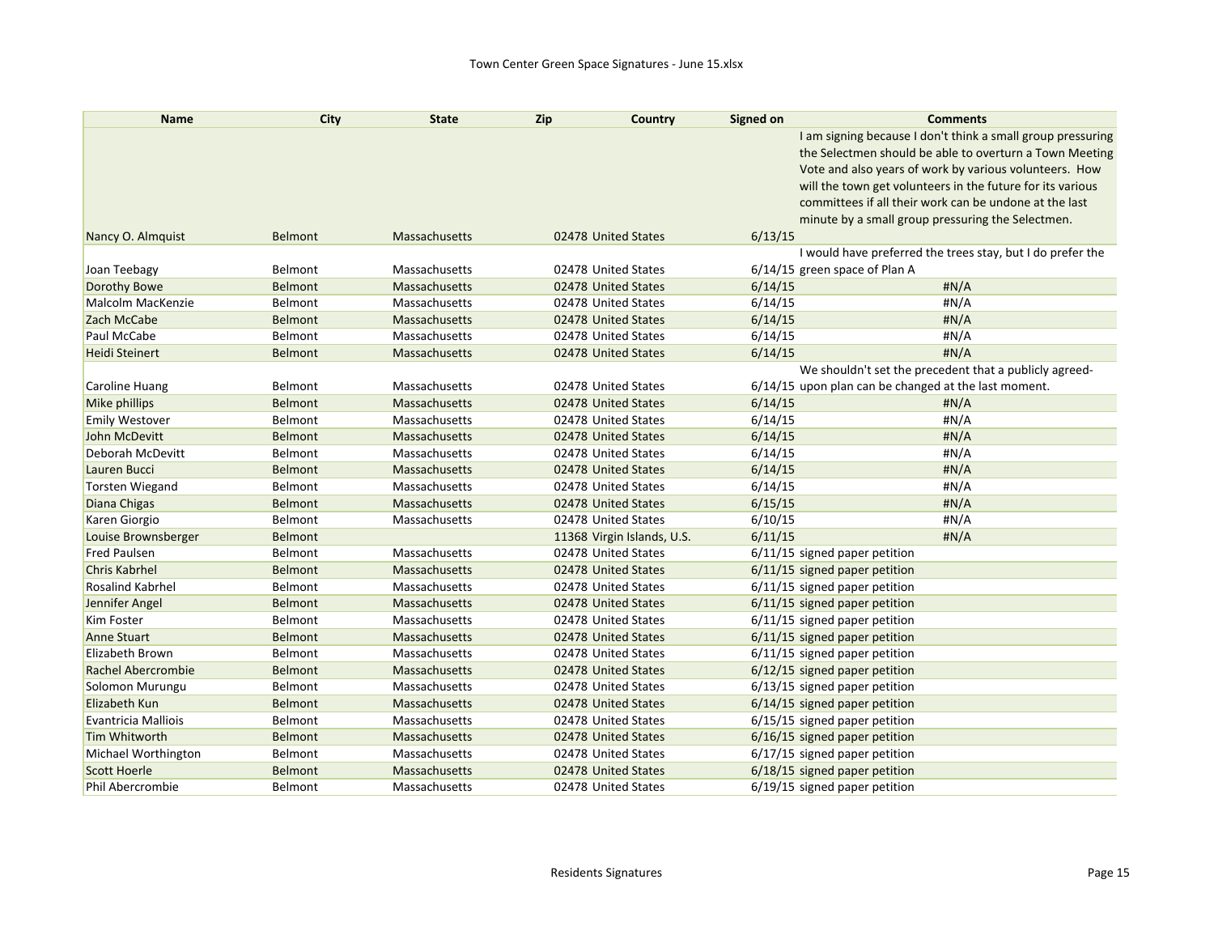| Name | City | State | Zip | Country | Signed on | Comments |
|---|---|---|---|---|---|---|
| Nancy O. Almquist | Belmont | Massachusetts | 02478 | United States | 6/13/15 | I am signing because I don't think a small group pressuring the Selectmen should be able to overturn a Town Meeting Vote and also years of work by various volunteers. How will the town get volunteers in the future for its various committees if all their work can be undone at the last minute by a small group pressuring the Selectmen. |
| Joan Teebagy | Belmont | Massachusetts | 02478 | United States | 6/14/15 | I would have preferred the trees stay, but I do prefer the green space of Plan A |
| Dorothy Bowe | Belmont | Massachusetts | 02478 | United States | 6/14/15 | #N/A |
| Malcolm MacKenzie | Belmont | Massachusetts | 02478 | United States | 6/14/15 | #N/A |
| Zach McCabe | Belmont | Massachusetts | 02478 | United States | 6/14/15 | #N/A |
| Paul McCabe | Belmont | Massachusetts | 02478 | United States | 6/14/15 | #N/A |
| Heidi Steinert | Belmont | Massachusetts | 02478 | United States | 6/14/15 | #N/A |
| Caroline Huang | Belmont | Massachusetts | 02478 | United States | 6/14/15 | We shouldn't set the precedent that a publicly agreed-upon plan can be changed at the last moment. |
| Mike phillips | Belmont | Massachusetts | 02478 | United States | 6/14/15 | #N/A |
| Emily Westover | Belmont | Massachusetts | 02478 | United States | 6/14/15 | #N/A |
| John McDevitt | Belmont | Massachusetts | 02478 | United States | 6/14/15 | #N/A |
| Deborah McDevitt | Belmont | Massachusetts | 02478 | United States | 6/14/15 | #N/A |
| Lauren Bucci | Belmont | Massachusetts | 02478 | United States | 6/14/15 | #N/A |
| Torsten Wiegand | Belmont | Massachusetts | 02478 | United States | 6/14/15 | #N/A |
| Diana Chigas | Belmont | Massachusetts | 02478 | United States | 6/15/15 | #N/A |
| Karen Giorgio | Belmont | Massachusetts | 02478 | United States | 6/10/15 | #N/A |
| Louise Brownsberger | Belmont | | 11368 | Virgin Islands, U.S. | 6/11/15 | #N/A |
| Fred Paulsen | Belmont | Massachusetts | 02478 | United States | 6/11/15 | signed paper petition |
| Chris Kabrhel | Belmont | Massachusetts | 02478 | United States | 6/11/15 | signed paper petition |
| Rosalind Kabrhel | Belmont | Massachusetts | 02478 | United States | 6/11/15 | signed paper petition |
| Jennifer Angel | Belmont | Massachusetts | 02478 | United States | 6/11/15 | signed paper petition |
| Kim Foster | Belmont | Massachusetts | 02478 | United States | 6/11/15 | signed paper petition |
| Anne Stuart | Belmont | Massachusetts | 02478 | United States | 6/11/15 | signed paper petition |
| Elizabeth Brown | Belmont | Massachusetts | 02478 | United States | 6/11/15 | signed paper petition |
| Rachel Abercrombie | Belmont | Massachusetts | 02478 | United States | 6/12/15 | signed paper petition |
| Solomon Murungu | Belmont | Massachusetts | 02478 | United States | 6/13/15 | signed paper petition |
| Elizabeth Kun | Belmont | Massachusetts | 02478 | United States | 6/14/15 | signed paper petition |
| Evantricia Mallios | Belmont | Massachusetts | 02478 | United States | 6/15/15 | signed paper petition |
| Tim Whitworth | Belmont | Massachusetts | 02478 | United States | 6/16/15 | signed paper petition |
| Michael Worthington | Belmont | Massachusetts | 02478 | United States | 6/17/15 | signed paper petition |
| Scott Hoerle | Belmont | Massachusetts | 02478 | United States | 6/18/15 | signed paper petition |
| Phil Abercrombie | Belmont | Massachusetts | 02478 | United States | 6/19/15 | signed paper petition |